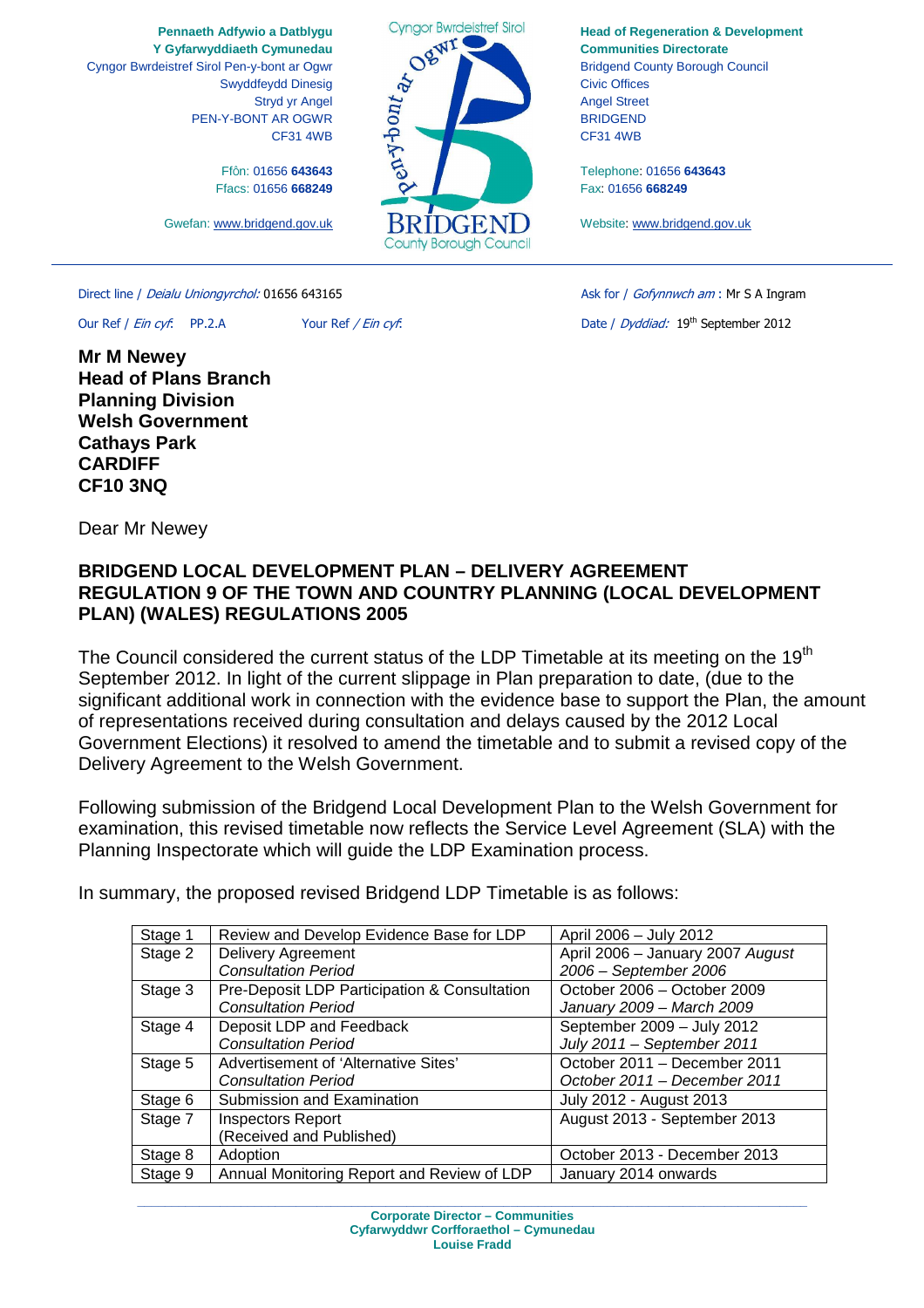Pennaeth Adfywio a Datblygu
Y Gyfarwyddiaeth Cymunedau
Cyngor Bwrdeistref Sirol Pen-y-bont ar Ogwr
Swyddfeydd Dinesig
Stryd yr Angel
PEN-Y-BONT AR OGWR
CF31 4WB

Ffôn: 01656 **643643**
Ffacs: 01656 **668249**

Gwefan: www.bridgend.gov.uk

**Head of Regeneration & Development**
**Communities Directorate**
Bridgend County Borough Council
Civic Offices
Angel Street
BRIDGEND
CF31 4WB

Telephone: 01656 **643643**
Fax: 01656 **668249**

Website: www.bridgend.gov.uk

Direct line / *Deialu Uniongyrchol:* 01656 643165

Ask for / *Gofynnwch am* : Mr S A Ingram

Our Ref / *Ein cyf*: PP.2.A

Your Ref / *Ein cyf*:

Date / *Dyddiad:* 19th September 2012

**Mr M Newey**
**Head of Plans Branch**
**Planning Division**
**Welsh Government**
**Cathays Park**
**CARDIFF**
**CF10 3NQ**

Dear Mr Newey

**BRIDGEND LOCAL DEVELOPMENT PLAN – DELIVERY AGREEMENT**
**REGULATION 9 OF THE TOWN AND COUNTRY PLANNING (LOCAL DEVELOPMENT PLAN) (WALES) REGULATIONS 2005**

The Council considered the current status of the LDP Timetable at its meeting on the 19th September 2012. In light of the current slippage in Plan preparation to date, (due to the significant additional work in connection with the evidence base to support the Plan, the amount of representations received during consultation and delays caused by the 2012 Local Government Elections) it resolved to amend the timetable and to submit a revised copy of the Delivery Agreement to the Welsh Government.

Following submission of the Bridgend Local Development Plan to the Welsh Government for examination, this revised timetable now reflects the Service Level Agreement (SLA) with the Planning Inspectorate which will guide the LDP Examination process.

In summary, the proposed revised Bridgend LDP Timetable is as follows:

| | | |
|---|---|---|
| Stage 1 | Review and Develop Evidence Base for LDP | April 2006 – July 2012 |
| Stage 2 | Delivery Agreement<br>*Consultation Period* | April 2006 – January 2007 *August 2006 – September 2006* |
| Stage 3 | Pre-Deposit LDP Participation & Consultation<br>*Consultation Period* | October 2006 – October 2009<br>*January 2009 – March 2009* |
| Stage 4 | Deposit LDP and Feedback<br>*Consultation Period* | September 2009 – July 2012<br>*July 2011 – September 2011* |
| Stage 5 | Advertisement of 'Alternative Sites'<br>*Consultation Period* | October 2011 – December 2011<br>*October 2011 – December 2011* |
| Stage 6 | Submission and Examination | July 2012 - August 2013 |
| Stage 7 | Inspectors Report<br>(Received and Published) | August 2013 - September 2013 |
| Stage 8 | Adoption | October 2013 - December 2013 |
| Stage 9 | Annual Monitoring Report and Review of LDP | January 2014 onwards |

**Corporate Director – Communities**
**Cyfarwyddwr Corfforaethol – Cymunedau**
**Louise Fradd**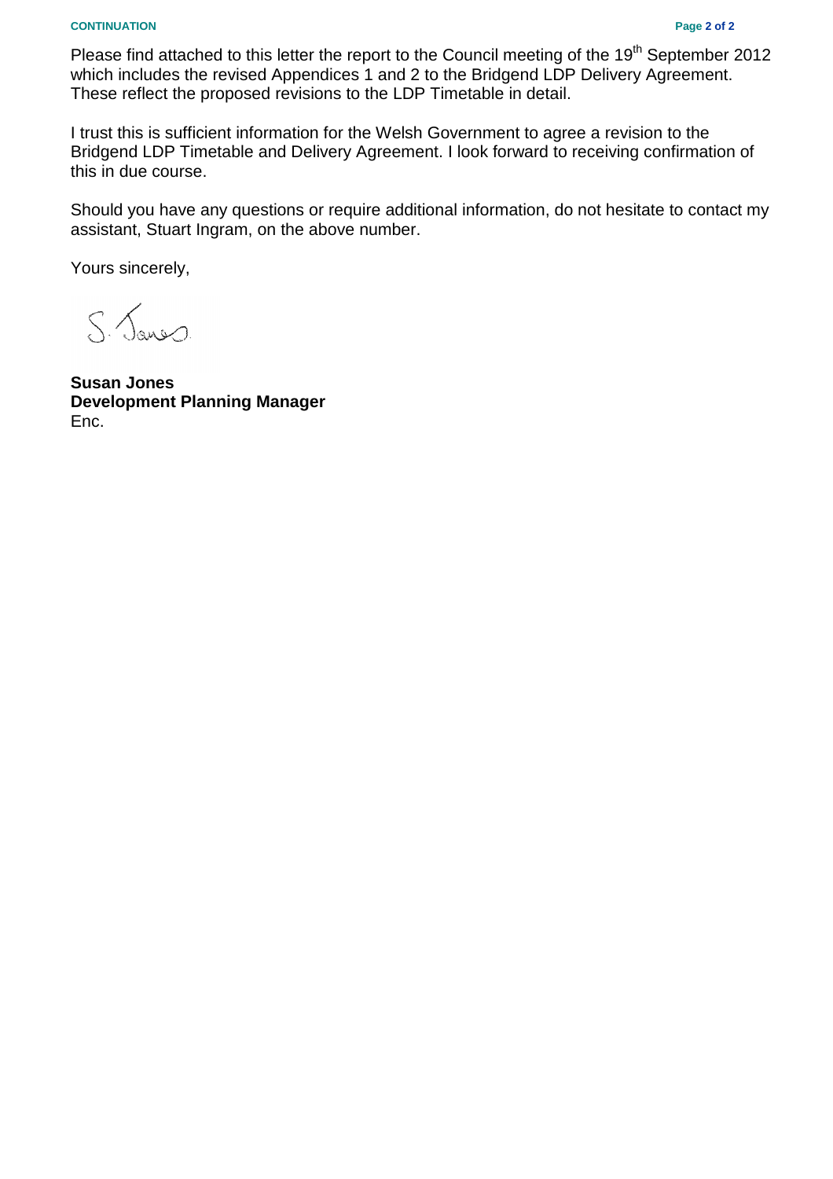Please find attached to this letter the report to the Council meeting of the 19th September 2012 which includes the revised Appendices 1 and 2 to the Bridgend LDP Delivery Agreement. These reflect the proposed revisions to the LDP Timetable in detail.

I trust this is sufficient information for the Welsh Government to agree a revision to the Bridgend LDP Timetable and Delivery Agreement. I look forward to receiving confirmation of this in due course.

Should you have any questions or require additional information, do not hesitate to contact my assistant, Stuart Ingram, on the above number.

Yours sincerely,

S. Jones

**Susan Jones**
**Development Planning Manager**
Enc.